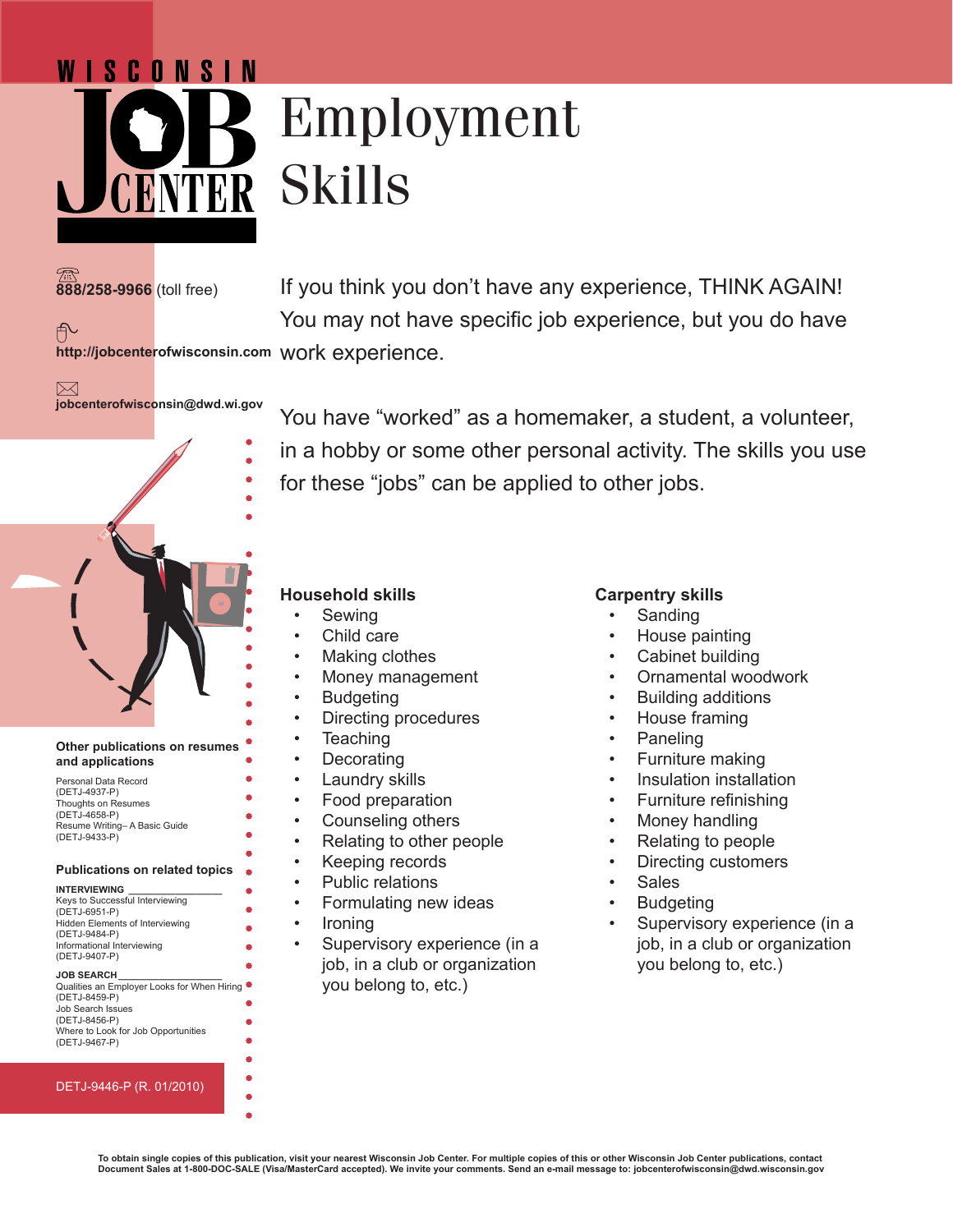# Wisconsin Job Center

# Employment Skills

888/258-9966 (toll free)

http://jobcenterofwisconsin.com

jobcenterofwisconsin@dwd.wi.gov

If you think you don't have any experience, THINK AGAIN! You may not have specific job experience, but you do have work experience.

You have "worked" as a homemaker, a student, a volunteer, in a hobby or some other personal activity. The skills you use for these "jobs" can be applied to other jobs.

### Household skills

- Sewing
- Child care
- Making clothes
- Money management
- Budgeting
- Directing procedures
- Teaching
- Decorating
- Laundry skills
- Food preparation
- Counseling others
- Relating to other people
- Keeping records
- Public Relations
- Formulating new ideas
- Ironing
- Supervisory experience (in a job, in a club or organization you belong to, etc.)

### Carpentry skills

- Sanding
- House painting
- Cabinet building
- Ornamental woodwork
- Building additions
- House framing
- Paneling
- Furniture making
- Insulation installation
- Furniture refinishing
- Money handling
- Relating to people
- Directing customers
- Sales
- Budgeting
- Supervisory experience (in a job, in a club or organization you belong to, etc.)

**Other publications on resumes and applications**

Personal Data Record (DETJ-4937-P)
Thoughts on Resumes (DETJ-4658-P)
Resume Writing– A Basic Guide (DETJ-9433-P)

**Publications on related topics**

**INTERVIEWING**

Keys to Successful Interviewing (DETJ-6951-P)
Hidden Elements of Interviewing (DETJ-9484-P)
Informational Interviewing (DETJ-9407-P)

**JOB SEARCH**

Qualities an Employer Looks for When Hiring (DETJ-8459-P)
Job Search Issues (DETJ-8456-P)
Where to Look for Job Opportunities (DETJ-9467-P)

DETJ-9446-P (R. 01/2010)

**To obtain single copies of this publication, visit your nearest Wisconsin Job Center. For multiple copies of this or other Wisconsin Job Center publications, contact Document Sales at 1-800-DOC-SALE (Visa/MasterCard accepted). We invite your comments. Send an e-mail message to: jobcenterofwisconsin@dwd.wisconsin.gov**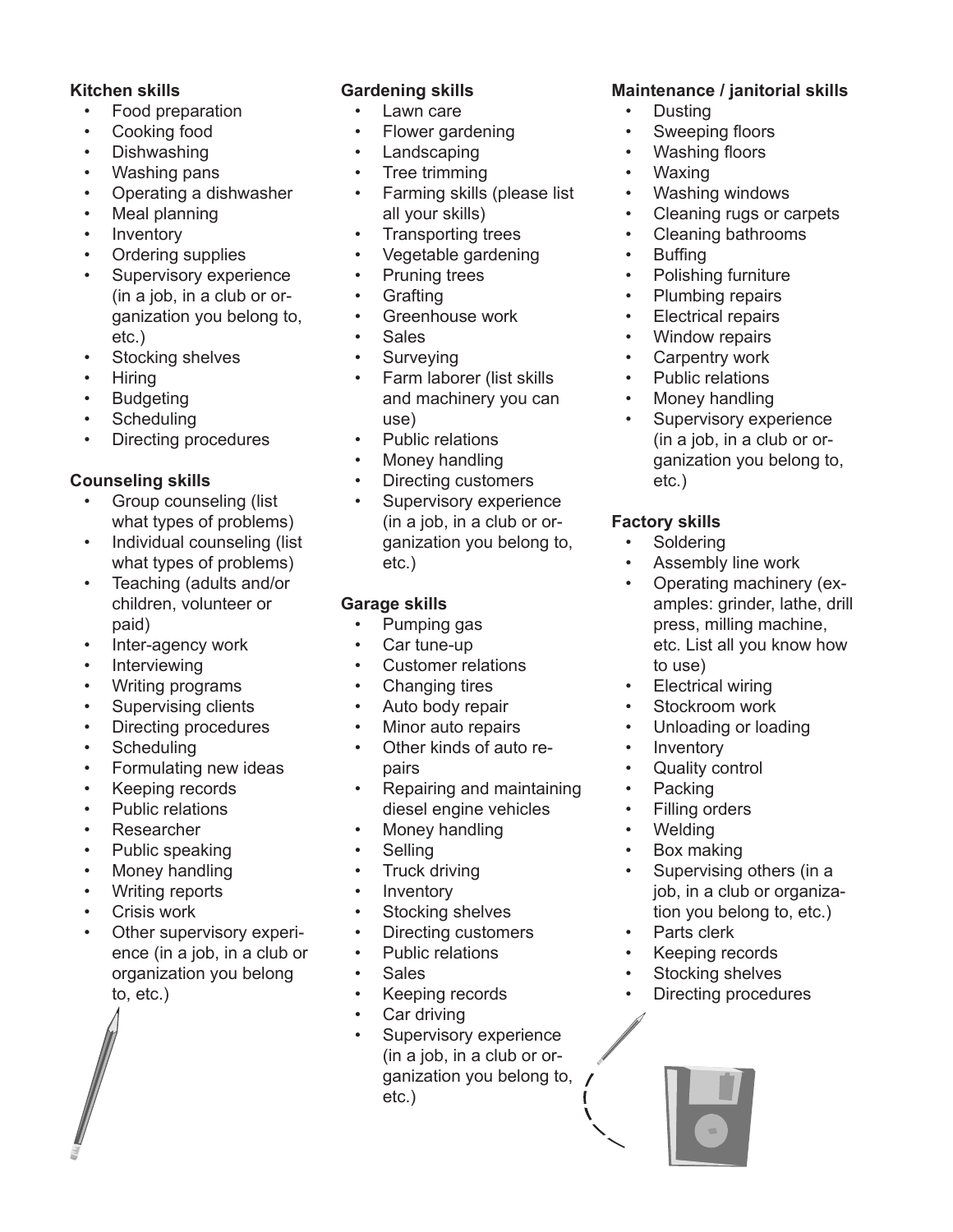**Kitchen skills**

- Food preparation
- Cooking food
- Dishwashing
- Washing pans
- Operating a dishwasher
- Meal planning
- Inventory
- Ordering supplies
- Supervisory experience (in a job, in a club or organization you belong to, etc.)
- Stocking shelves
- Hiring
- Budgeting
- Scheduling
- Directing procedures

**Counseling skills**

- Group counseling (list what types of problems)
- Individual counseling (list what types of problems)
- Teaching (adults and/or children, volunteer or paid)
- Inter-agency work
- Interviewing
- Writing programs
- Supervising clients
- Directing procedures
- Scheduling
- Formulating new ideas
- Keeping records
- Public relations
- Researcher
- Public speaking
- Money handling
- Writing reports
- Crisis work
- Other supervisory experience (in a job, in a club or organization you belong to, etc.)

**Gardening skills**

- Lawn care
- Flower gardening
- Landscaping
- Tree trimming
- Farming skills (please list all your skills)
- Transporting trees
- Vegetable gardening
- Pruning trees
- Grafting
- Greenhouse work
- Sales
- Surveying
- Farm laborer (list skills and machinery you can use)
- Public relations
- Money handling
- Directing customers
- Supervisory experience (in a job, in a club or organization you belong to, etc.)

**Garage skills**

- Pumping gas
- Car tune-up
- Customer relations
- Changing tires
- Auto body repair
- Minor auto repairs
- Other kinds of auto repairs
- Repairing and maintaining diesel engine vehicles
- Money handling
- Selling
- Truck driving
- Inventory
- Stocking shelves
- Directing customers
- Public relations
- Sales
- Keeping records
- Car driving
- Supervisory experience (in a job, in a club or organization you belong to, etc.)

**Maintenance / janitorial skills**

- Dusting
- Sweeping floors
- Washing floors
- Waxing
- Washing windows
- Cleaning rugs or carpets
- Cleaning bathrooms
- Buffing
- Polishing furniture
- Plumbing repairs
- Electrical repairs
- Window repairs
- Carpentry work
- Public relations
- Money handling
- Supervisory experience (in a job, in a club or organization you belong to, etc.)

**Factory skills**

- Soldering
- Assembly line work
- Operating machinery (examples: grinder, lathe, drill press, milling machine, etc. List all you know how to use)
- Electrical wiring
- Stockroom work
- Unloading or loading
- Inventory
- Quality control
- Packing
- Filling orders
- Welding
- Box making
- Supervising others (in a job, in a club or organization you belong to, etc.)
- Parts clerk
- Keeping records
- Stocking shelves
- Directing procedures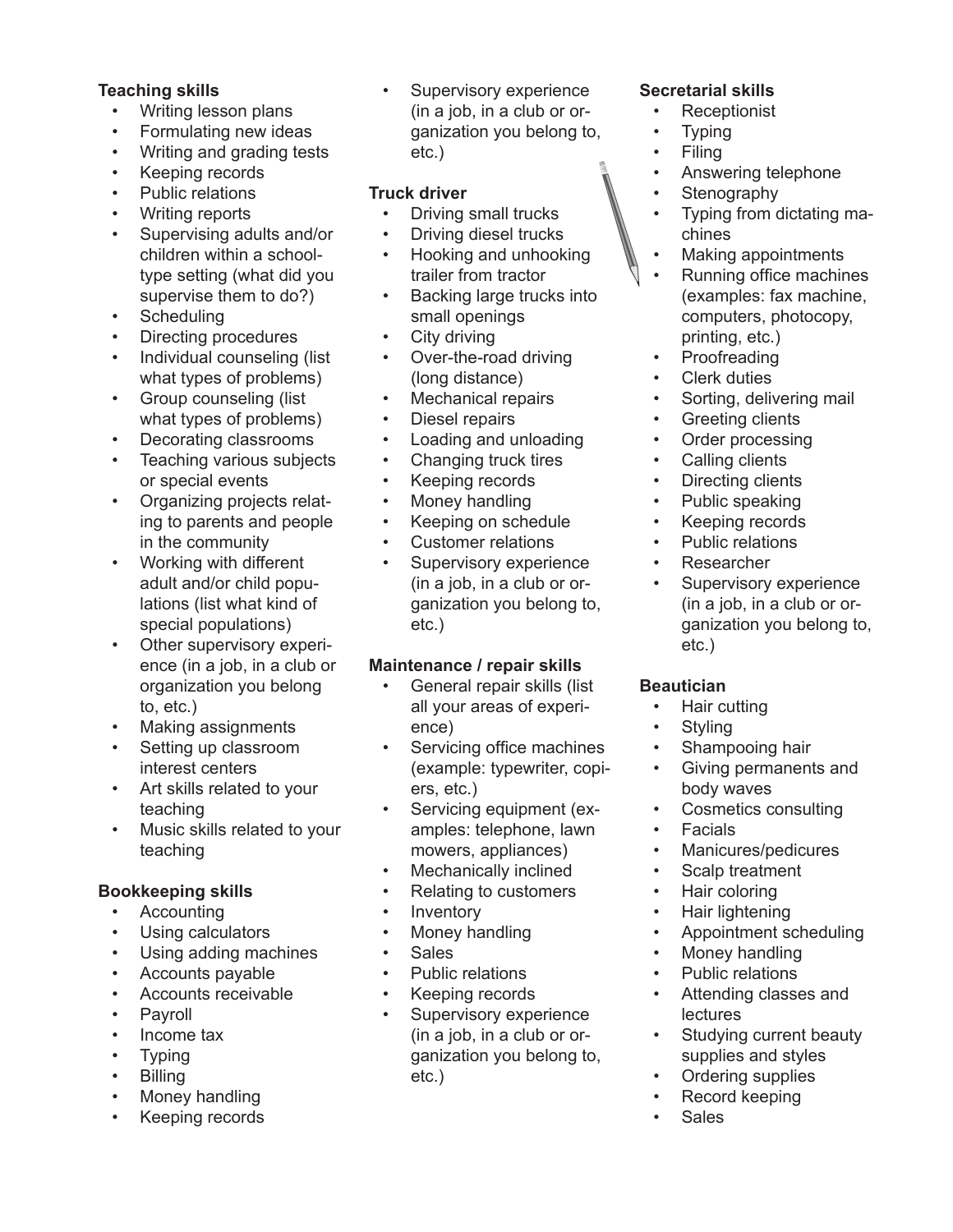**Teaching skills**

- Writing lesson plans
- Formulating new ideas
- Writing and grading tests
- Keeping records
- Public relations
- Writing reports
- Supervising adults and/or children within a school-type setting (what did you supervise them to do?)
- Scheduling
- Directing procedures
- Individual counseling (list what types of problems)
- Group counseling (list what types of problems)
- Decorating classrooms
- Teaching various subjects or special events
- Organizing projects relating to parents and people in the community
- Working with different adult and/or child populations (list what kind of special populations)
- Other supervisory experience (in a job, in a club or organization you belong to, etc.)
- Making assignments
- Setting up classroom interest centers
- Art skills related to your teaching
- Music skills related to your teaching

**Bookkeeping skills**

- Accounting
- Using calculators
- Using adding machines
- Accounts payable
- Accounts receivable
- Payroll
- Income tax
- Typing
- Billing
- Money handling
- Keeping records
- Supervisory experience (in a job, in a club or organization you belong to, etc.)

**Truck driver**

- Driving small trucks
- Driving diesel trucks
- Hooking and unhooking trailer from tractor
- Backing large trucks into small openings
- City driving
- Over-the-road driving (long distance)
- Mechanical repairs
- Diesel repairs
- Loading and unloading
- Changing truck tires
- Keeping records
- Money handling
- Keeping on schedule
- Customer relations
- Supervisory experience (in a job, in a club or organization you belong to, etc.)

**Maintenance / repair skills**

- General repair skills (list all your areas of experience)
- Servicing office machines (example: typewriter, copiers, etc.)
- Servicing equipment (examples: telephone, lawn mowers, appliances)
- Mechanically inclined
- Relating to customers
- Inventory
- Money handling
- Sales
- Public relations
- Keeping records
- Supervisory experience (in a job, in a club or organization you belong to, etc.)

**Secretarial skills**

- Receptionist
- Typing
- Filing
- Answering telephone
- Stenography
- Typing from dictating machines
- Making appointments
- Running office machines (examples: fax machine, computers, photocopy, printing, etc.)
- Proofreading
- Clerk duties
- Sorting, delivering mail
- Greeting clients
- Order processing
- Calling clients
- Directing clients
- Public speaking
- Keeping records
- Public relations
- Researcher
- Supervisory experience (in a job, in a club or organization you belong to, etc.)

**Beautician**

- Hair cutting
- Styling
- Shampooing hair
- Giving permanents and body waves
- Cosmetics consulting
- Facials
- Manicures/pedicures
- Scalp treatment
- Hair coloring
- Hair lightening
- Appointment scheduling
- Money handling
- Public relations
- Attending classes and lectures
- Studying current beauty supplies and styles
- Ordering supplies
- Record keeping
- Sales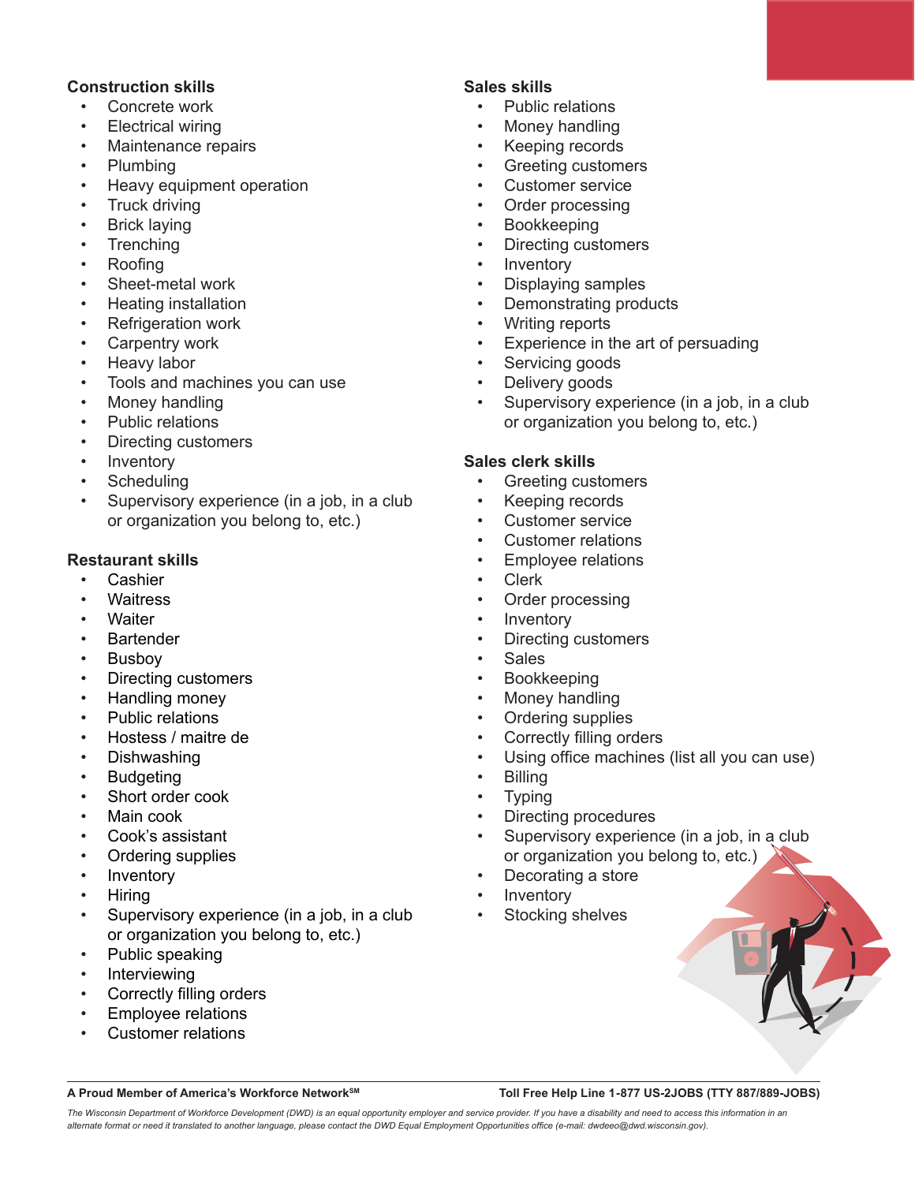## Construction skills

- Concrete work
- Electrical wiring
- Maintenance repairs
- Plumbing
- Heavy equipment operation
- Truck driving
- Brick laying
- Trenching
- Roofing
- Sheet-metal work
- Heating installation
- Refrigeration work
- Carpentry work
- Heavy labor
- Tools and machines you can use
- Money handling
- Public relations
- Directing customers
- Inventory
- Scheduling
- Supervisory experience (in a job, in a club or organization you belong to, etc.)

## Restaurant skills

- Cashier
- Waitress
- Waiter
- Bartender
- Busboy
- Directing customers
- Handling money
- Public relations
- Hostess / maitre de
- Dishwashing
- Budgeting
- Short order cook
- Main cook
- Cook's assistant
- Ordering supplies
- Inventory
- Hiring
- Supervisory experience (in a job, in a club or organization you belong to, etc.)
- Public speaking
- Interviewing
- Correctly filling orders
- Employee relations
- Customer relations

## Sales skills

- Public relations
- Money handling
- Keeping records
- Greeting customers
- Customer service
- Order processing
- Bookkeeping
- Directing customers
- Inventory
- Displaying samples
- Demonstrating products
- Writing reports
- Experience in the art of persuading
- Servicing goods
- Delivery goods
- Supervisory experience (in a job, in a club or organization you belong to, etc.)

## Sales clerk skills

- Greeting customers
- Keeping records
- Customer service
- Customer relations
- Employee relations
- Clerk
- Order processing
- Inventory
- Directing customers
- Sales
- Bookkeeping
- Money handling
- Ordering supplies
- Correctly filling orders
- Using office machines (list all you can use)
- Billing
- Typing
- Directing procedures
- Supervisory experience (in a job, in a club or organization you belong to, etc.)
- Decorating a store
- Inventory
- Stocking shelves

**A Proud Member of America's Workforce Network**SM

**Toll Free Help Line 1-877 US-2JOBS (TTY 887/889-JOBS)**

*The Wisconsin Department of Workforce Development (DWD) is an equal opportunity employer and service provider. If you have a disability and need to access this information in an alternate format or need it translated to another language, please contact the DWD Equal Employment Opportunities office (e-mail: dwdeeo@dwd.wisconsin.gov).*